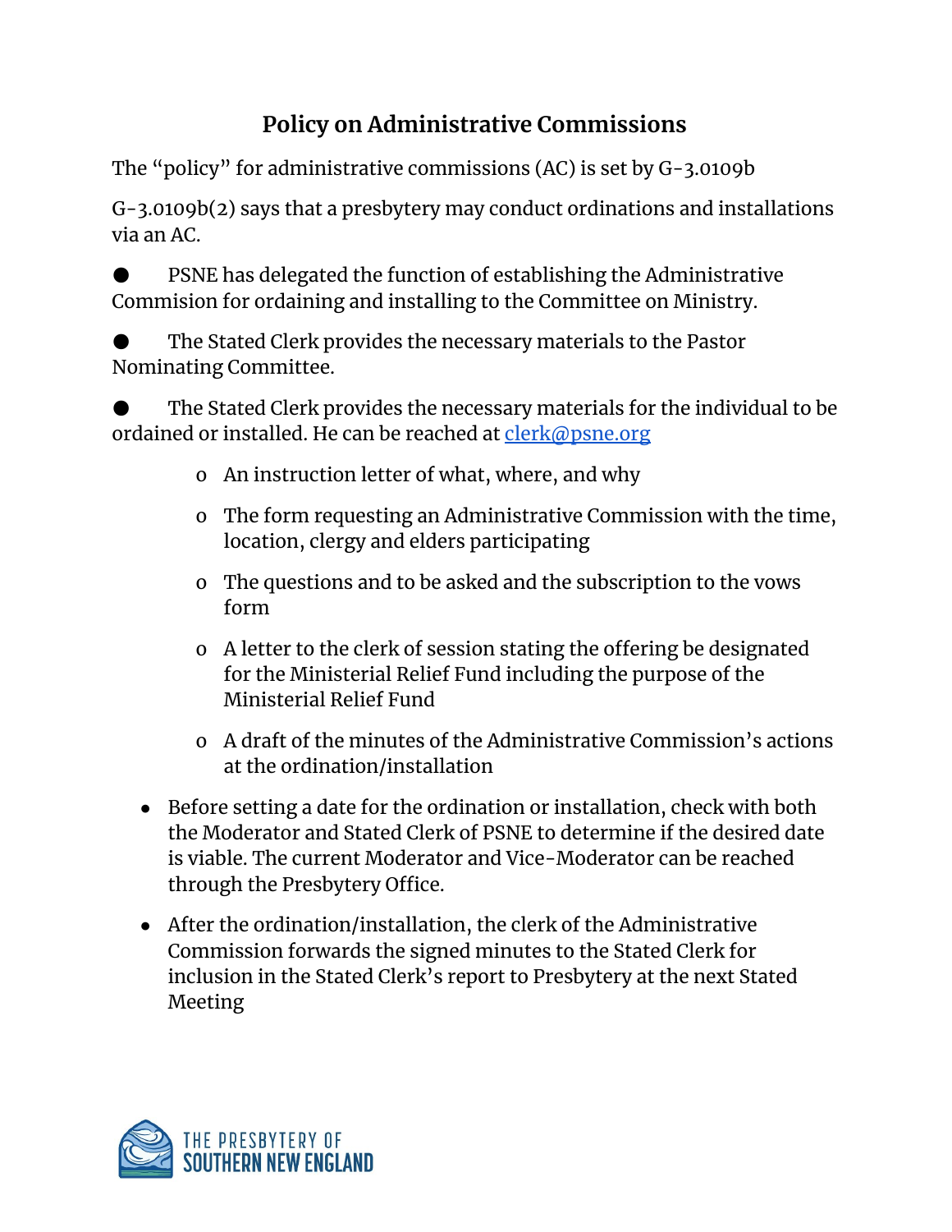# Policy on Administrative Commissions

The "policy" for administrative commissions (AC) is set by G-3.0109b

G-3.0109b(2) says that a presbytery may conduct ordinations and installations via an AC.

- PSNE has delegated the function of establishing the Administrative Commision for ordaining and installing to the Committee on Ministry.
- The Stated Clerk provides the necessary materials to the Pastor Nominating Committee.
- The Stated Clerk provides the necessary materials for the individual to be ordained or installed. He can be reached at [clerk@psne.org](mailto:clerk@psne.org)
    - An instruction letter of what, where, and why
    - The form requesting an Administrative Commission with the time, location, clergy and elders participating
    - The questions and to be asked and the subscription to the vows form
    - A letter to the clerk of session stating the offering be designated for the Ministerial Relief Fund including the purpose of the Ministerial Relief Fund
    - A draft of the minutes of the Administrative Commission's actions at the ordination/installation
- Before setting a date for the ordination or installation, check with both the Moderator and Stated Clerk of PSNE to determine if the desired date is viable. The current Moderator and Vice-Moderator can be reached through the Presbytery Office.
- After the ordination/installation, the clerk of the Administrative Commission forwards the signed minutes to the Stated Clerk for inclusion in the Stated Clerk's report to Presbytery at the next Stated Meeting

THE PRESBYTERY OF SOUTHERN NEW ENGLAND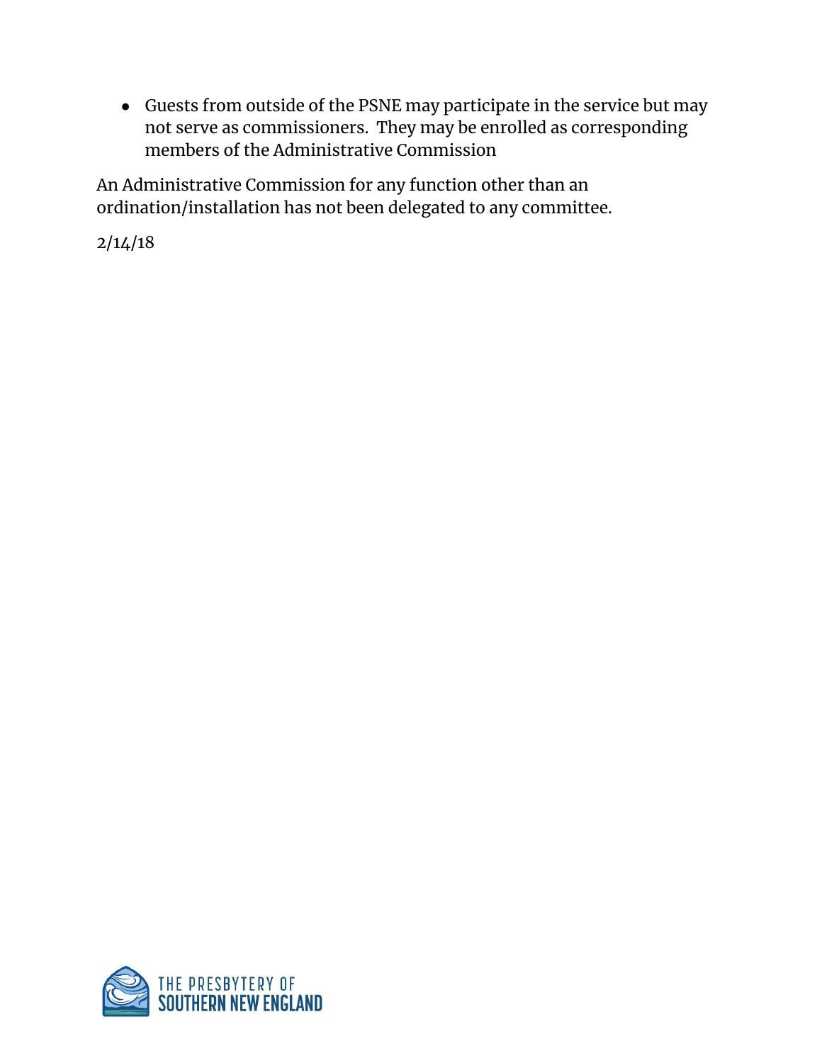- Guests from outside of the PSNE may participate in the service but may not serve as commissioners. They may be enrolled as corresponding members of the Administrative Commission

An Administrative Commission for any function other than an ordination/installation has not been delegated to any committee.

2/14/18